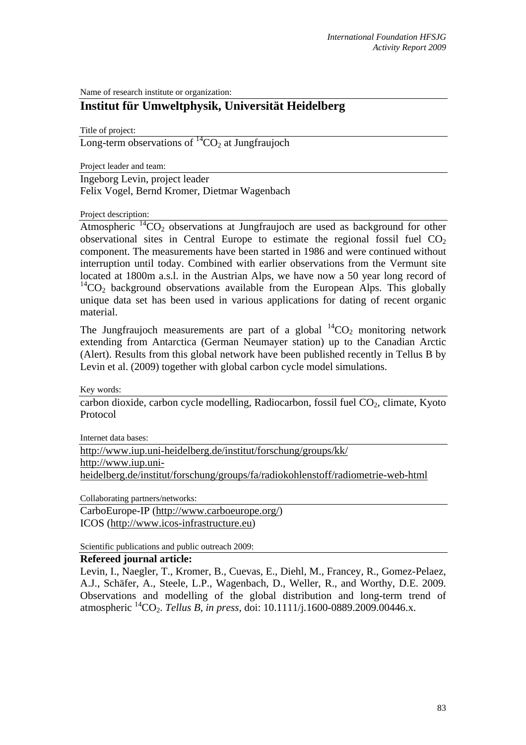Name of research institute or organization:

# Institut für Umweltphysik, Universität Heidelberg

Title of project:

Long-term observations of $^{14}CO_2$ at Jungfraujoch

Project leader and team:

Ingeborg Levin, project leader
Felix Vogel, Bernd Kromer, Dietmar Wagenbach

Project description:

Atmospheric $^{14}CO_2$ observations at Jungfraujoch are used as background for other observational sites in Central Europe to estimate the regional fossil fuel $CO_2$ component. The measurements have been started in 1986 and were continued without interruption until today. Combined with earlier observations from the Vermunt site located at 1800m a.s.l. in the Austrian Alps, we have now a 50 year long record of $^{14}CO_2$ background observations available from the European Alps. This globally unique data set has been used in various applications for dating of recent organic material.

The Jungfraujoch measurements are part of a global $^{14}CO_2$ monitoring network extending from Antarctica (German Neumayer station) up to the Canadian Arctic (Alert). Results from this global network have been published recently in Tellus B by Levin et al. (2009) together with global carbon cycle model simulations.

Key words:

carbon dioxide, carbon cycle modelling, Radiocarbon, fossil fuel $CO_2$, climate, Kyoto Protocol

Internet data bases:

http://www.iup.uni-heidelberg.de/institut/forschung/groups/kk/
http://www.iup.uni-heidelberg.de/institut/forschung/groups/fa/radiokohlenstoff/radiometrie-web-html

Collaborating partners/networks:

CarboEurope-IP (http://www.carboeurope.org/)
ICOS (http://www.icos-infrastructure.eu)

Scientific publications and public outreach 2009:

**Refereed journal article:**

Levin, I., Naegler, T., Kromer, B., Cuevas, E., Diehl, M., Francey, R., Gomez-Pelaez, A.J., Schäfer, A., Steele, L.P., Wagenbach, D., Weller, R., and Worthy, D.E. 2009. Observations and modelling of the global distribution and long-term trend of atmospheric $^{14}CO_2$. *Tellus B, in press*, doi: 10.1111/j.1600-0889.2009.00446.x.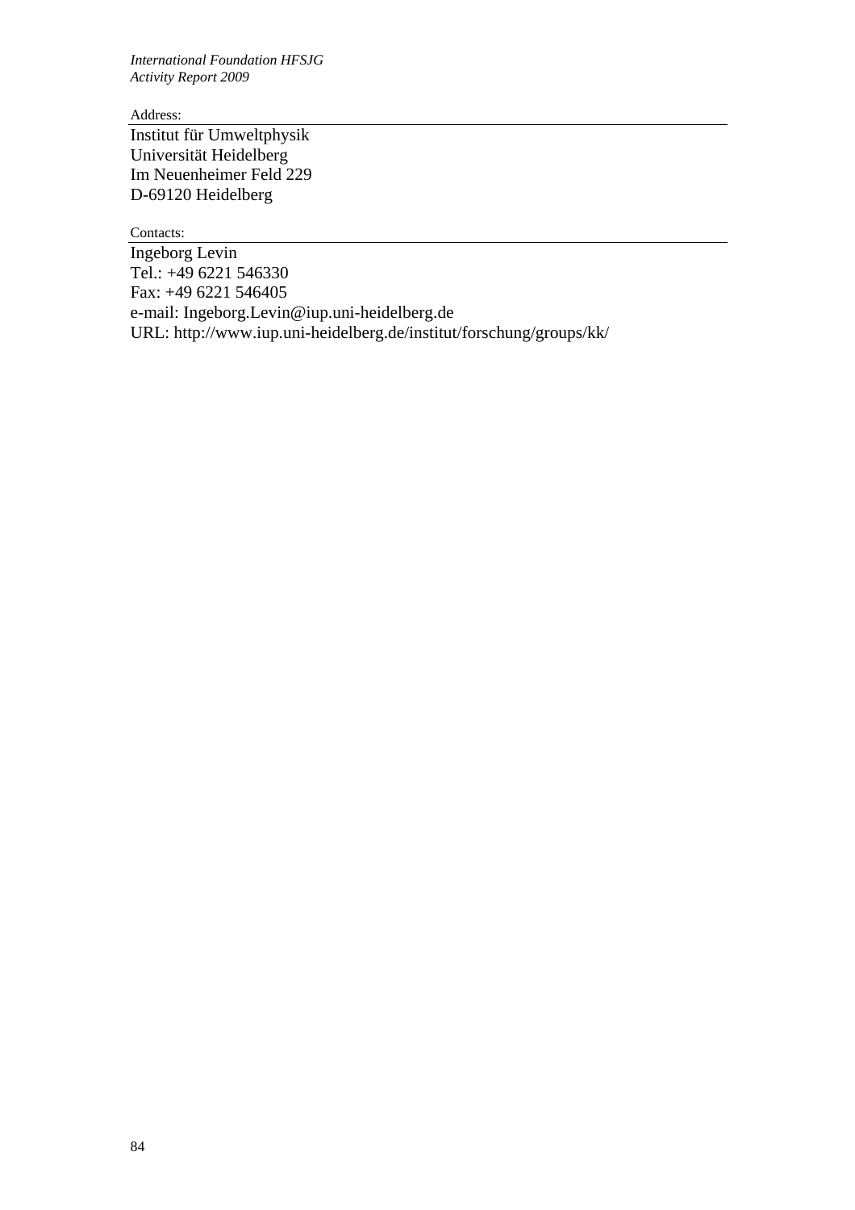Address:

Institut für Umweltphysik
Universität Heidelberg
Im Neuenheimer Feld 229
D-69120 Heidelberg

Contacts:

Ingeborg Levin
Tel.: +49 6221 546330
Fax: +49 6221 546405
e-mail: Ingeborg.Levin@iup.uni-heidelberg.de
URL: http://www.iup.uni-heidelberg.de/institut/forschung/groups/kk/